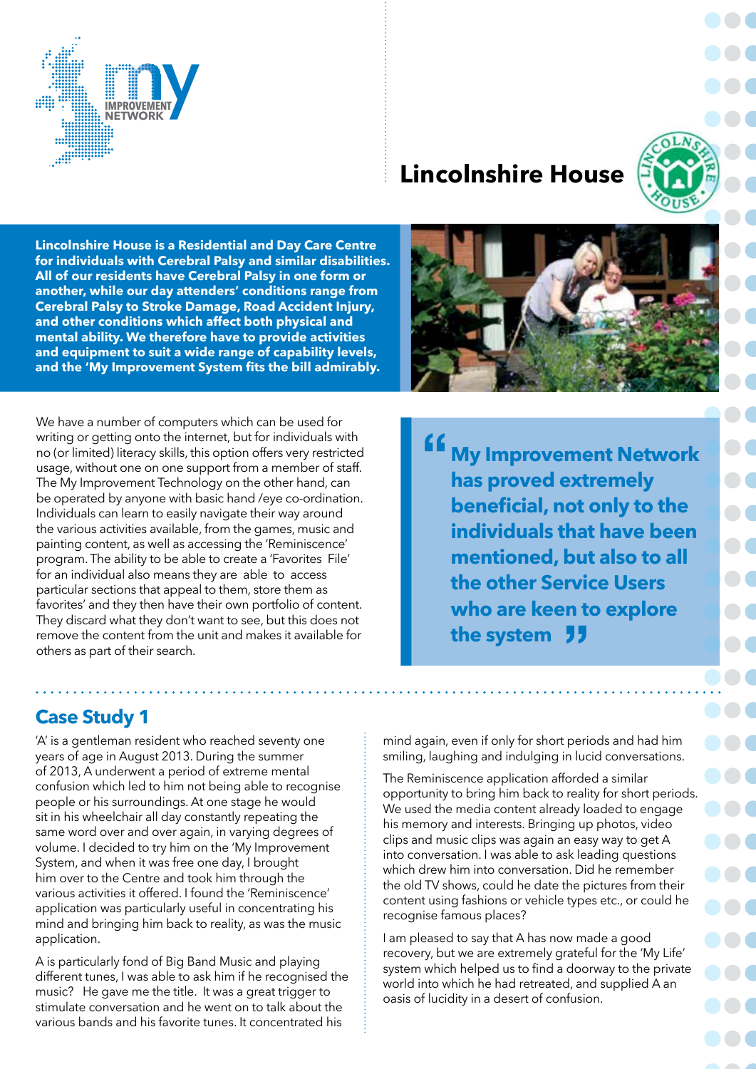# Lincolnshire House

**Lincolnshire House is a Residential and Day Care Centre for individuals with Cerebral Palsy and similar disabilities. All of our residents have Cerebral Palsy in one form or another, while our day attenders' conditions range from Cerebral Palsy to Stroke Damage, Road Accident Injury, and other conditions which affect both physical and mental ability. We therefore have to provide activities and equipment to suit a wide range of capability levels, and the 'My Improvement System fits the bill admirably.**

We have a number of computers which can be used for writing or getting onto the internet, but for individuals with no (or limited) literacy skills, this option offers very restricted usage, without one on one support from a member of staff. The My Improvement Technology on the other hand, can be operated by anyone with basic hand /eye co-ordination. Individuals can learn to easily navigate their way around the various activities available, from the games, music and painting content, as well as accessing the 'Reminiscence' program. The ability to be able to create a 'Favorites File' for an individual also means they are able to access particular sections that appear to them, store them as favorites' and they then have their own portfolio of content. They discard what they don't want to see, but this does not remove the content from the unit and makes it available for others as part of their search.

> **"My Improvement Network has proved extremely beneficial, not only to the individuals that have been mentioned, but also to all the other Service Users who are keen to explore the system"**

## Case Study 1

'A' is a gentleman resident who reached seventy one years of age in August 2013. During the summer of 2013, A underwent a period of extreme mental confusion which led to him not being able to recognise people or his surroundings. At one stage he would sit in his wheelchair all day constantly repeating the same word over and over again, in varying degrees of volume. I decided to try him on the 'My Improvement System, and when it was free one day, I brought him over to the Centre and took him through the various activities it offered. I found the 'Reminiscence' application was particularly useful in concentrating his mind and bringing him back to reality, as was the music application.

A is particularly fond of Big Band Music and playing different tunes, I was able to ask him if he recognised the music? He gave me the title. It was a great trigger to stimulate conversation and he went on to talk about the various bands and his favorite tunes. It concentrated his mind again, even if only for short periods and had him smiling, laughing and indulging in lucid conversations.

The Reminiscence application afforded a similar opportunity to bring him back to reality for short periods. We used the media content already loaded to engage his memory and interests. Bringing up photos, video clips and music clips was again an easy way to get A into conversation. I was able to ask leading questions which drew him into conversation. Did he remember the old TV shows, could he date the pictures from their content using fashions or vehicle types etc., or could he recognise famous places?

I am pleased to say that A has now made a good recovery, but we are extremely grateful for the 'My Life' system which helped us to find a doorway to the private world into which he had retreated, and supplied A an oasis of lucidity in a desert of confusion.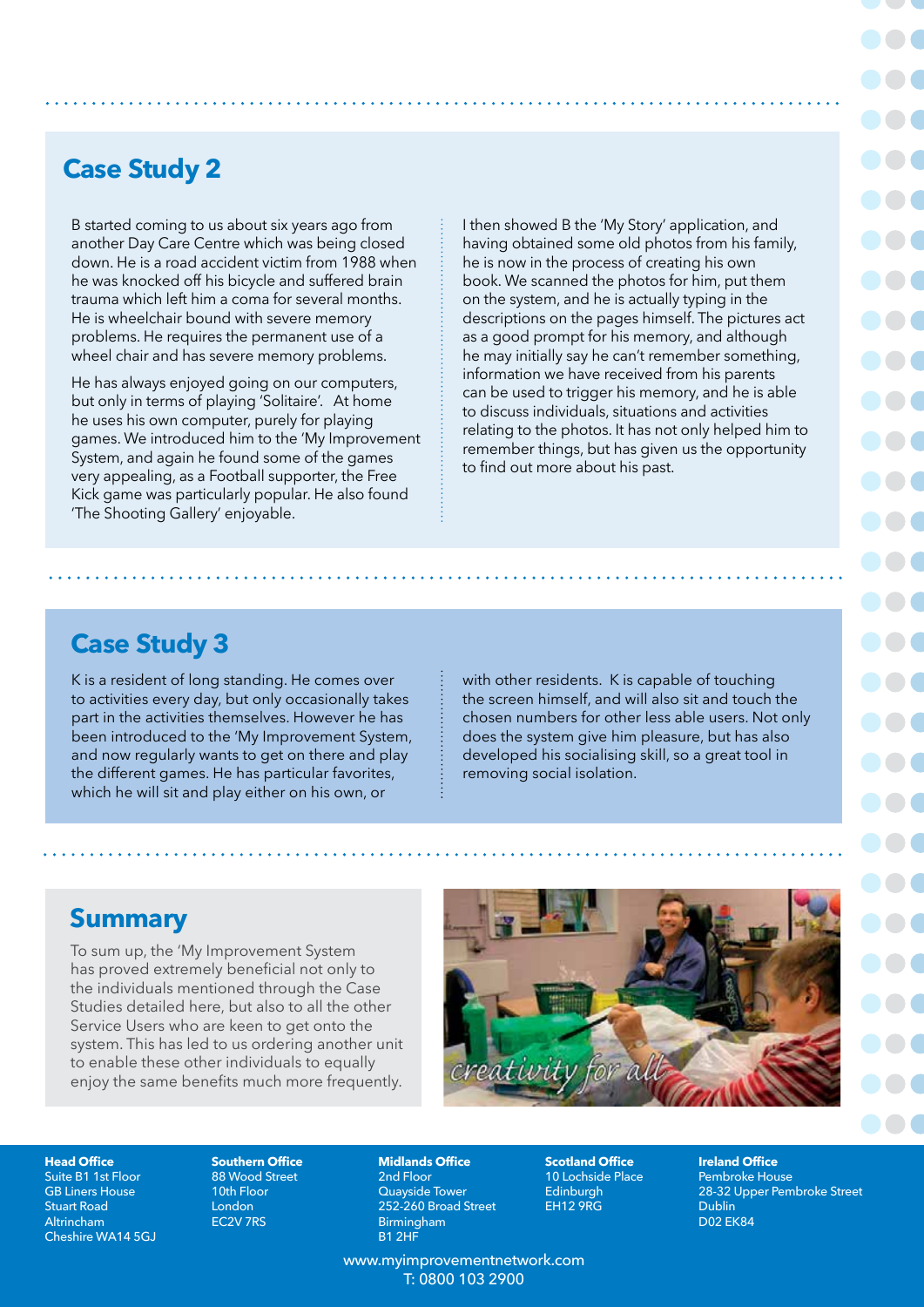## Case Study 2

B started coming to us about six years ago from another Day Care Centre which was being closed down. He is a road accident victim from 1988 when he was knocked off his bicycle and suffered brain trauma which left him a coma for several months. He is wheelchair bound with severe memory problems. He requires the permanent use of a wheel chair and has severe memory problems.

He has always enjoyed going on our computers, but only in terms of playing 'Solitaire'. At home he uses his own computer, purely for playing games. We introduced him to the 'My Improvement System, and again he found some of the games very appealing, as a Football supporter, the Free Kick game was particularly popular. He also found 'The Shooting Gallery' enjoyable.

I then showed B the 'My Story' application, and having obtained some old photos from his family, he is now in the process of creating his own book. We scanned the photos for him, put them on the system, and he is actually typing in the descriptions on the pages himself. The pictures act as a good prompt for his memory, and although he may initially say he can't remember something, information we have received from his parents can be used to trigger his memory, and he is able to discuss individuals, situations and activities relating to the photos. It has not only helped him to remember things, but has given us the opportunity to find out more about his past.

## Case Study 3

K is a resident of long standing. He comes over to activities every day, but only occasionally takes part in the activities themselves. However he has been introduced to the 'My Improvement System, and now regularly wants to get on there and play the different games. He has particular favorites, which he will sit and play either on his own, or with other residents. K is capable of touching the screen himself, and will also sit and touch the chosen numbers for other less able users. Not only does the system give him pleasure, but has also developed his socialising skill, so a great tool in removing social isolation.

## Summary

To sum up, the 'My Improvement System has proved extremely beneficial not only to the individuals mentioned through the Case Studies detailed here, but also to all the other Service Users who are keen to get onto the system. This has led to us ordering another unit to enable these other individuals to equally enjoy the same benefits much more frequently.

creativity for all

**Head Office**
Suite B1 1st Floor
GB Liners House
Stuart Road
Altrincham
Cheshire WA14 5GJ

**Southern Office**
88 Wood Street
10th Floor
London
EC2V 7RS

**Midlands Office**
2nd Floor
Quayside Tower
252-260 Broad Street
Birmingham
B1 2HF

**Scotland Office**
10 Lochside Place
Edinburgh
EH12 9RG

**Ireland Office**
Pembroke House
28-32 Upper Pembroke Street
Dublin
D02 EK84

www.myimprovementnetwork.com
T: 0800 103 2900